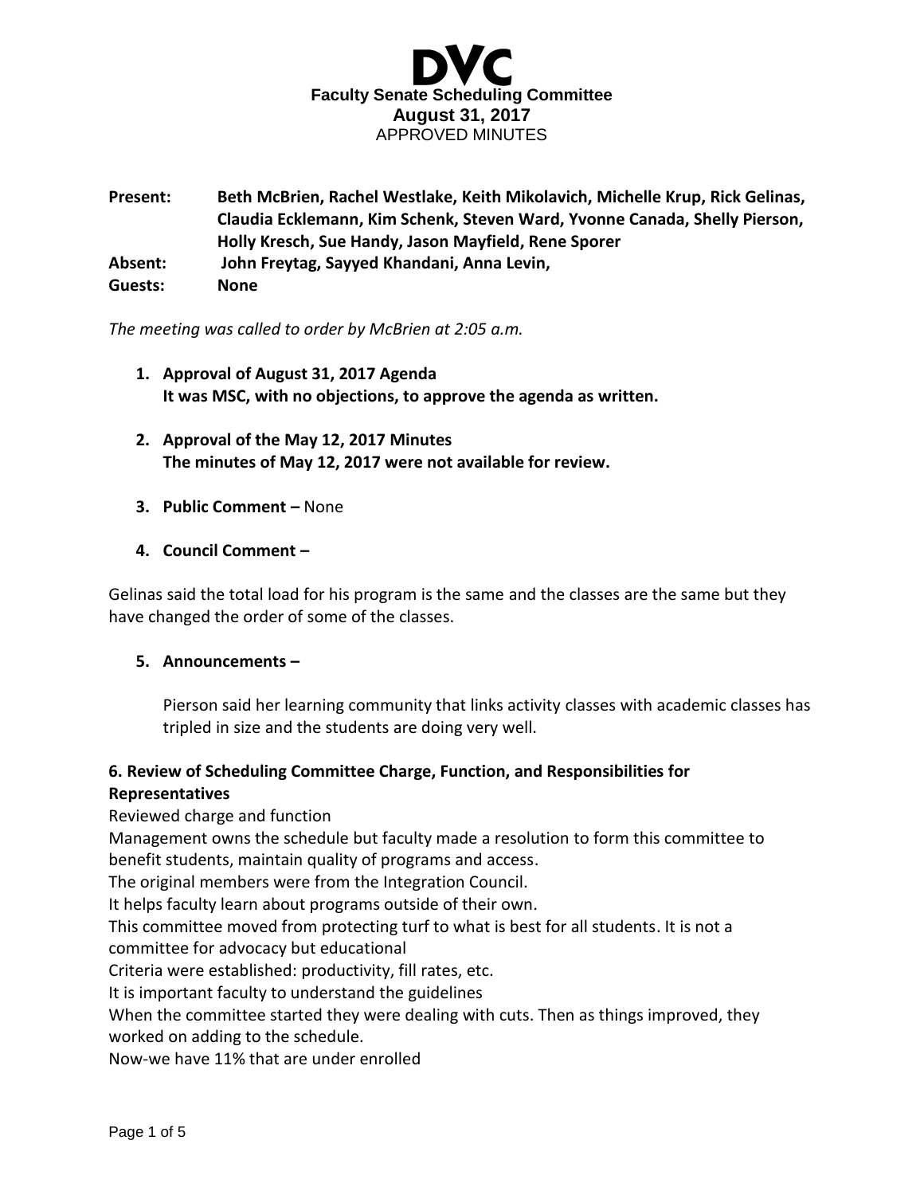# DVC

**Faculty Senate Scheduling Committee**
**August 31, 2017**
APPROVED MINUTES

**Present:** **Beth McBrien, Rachel Westlake, Keith Mikolavich, Michelle Krup, Rick Gelinas, Claudia Ecklemann, Kim Schenk, Steven Ward, Yvonne Canada, Shelly Pierson, Holly Kresch, Sue Handy, Jason Mayfield, Rene Sporer**
**Absent:** **John Freytag, Sayyed Khandani, Anna Levin,**
**Guests:** **None**

*The meeting was called to order by McBrien at 2:05 a.m.*

1. **Approval of August 31, 2017 Agenda**
   **It was MSC, with no objections, to approve the agenda as written.**

2. **Approval of the May 12, 2017 Minutes**
   **The minutes of May 12, 2017 were not available for review.**

3. **Public Comment –** None

4. **Council Comment –**

Gelinas said the total load for his program is the same and the classes are the same but they have changed the order of some of the classes.

5. **Announcements –**

   Pierson said her learning community that links activity classes with academic classes has tripled in size and the students are doing very well.

**6. Review of Scheduling Committee Charge, Function, and Responsibilities for Representatives**

Reviewed charge and function

Management owns the schedule but faculty made a resolution to form this committee to benefit students, maintain quality of programs and access.

The original members were from the Integration Council.

It helps faculty learn about programs outside of their own.

This committee moved from protecting turf to what is best for all students. It is not a committee for advocacy but educational

Criteria were established: productivity, fill rates, etc.

It is important faculty to understand the guidelines

When the committee started they were dealing with cuts. Then as things improved, they worked on adding to the schedule.

Now-we have 11% that are under enrolled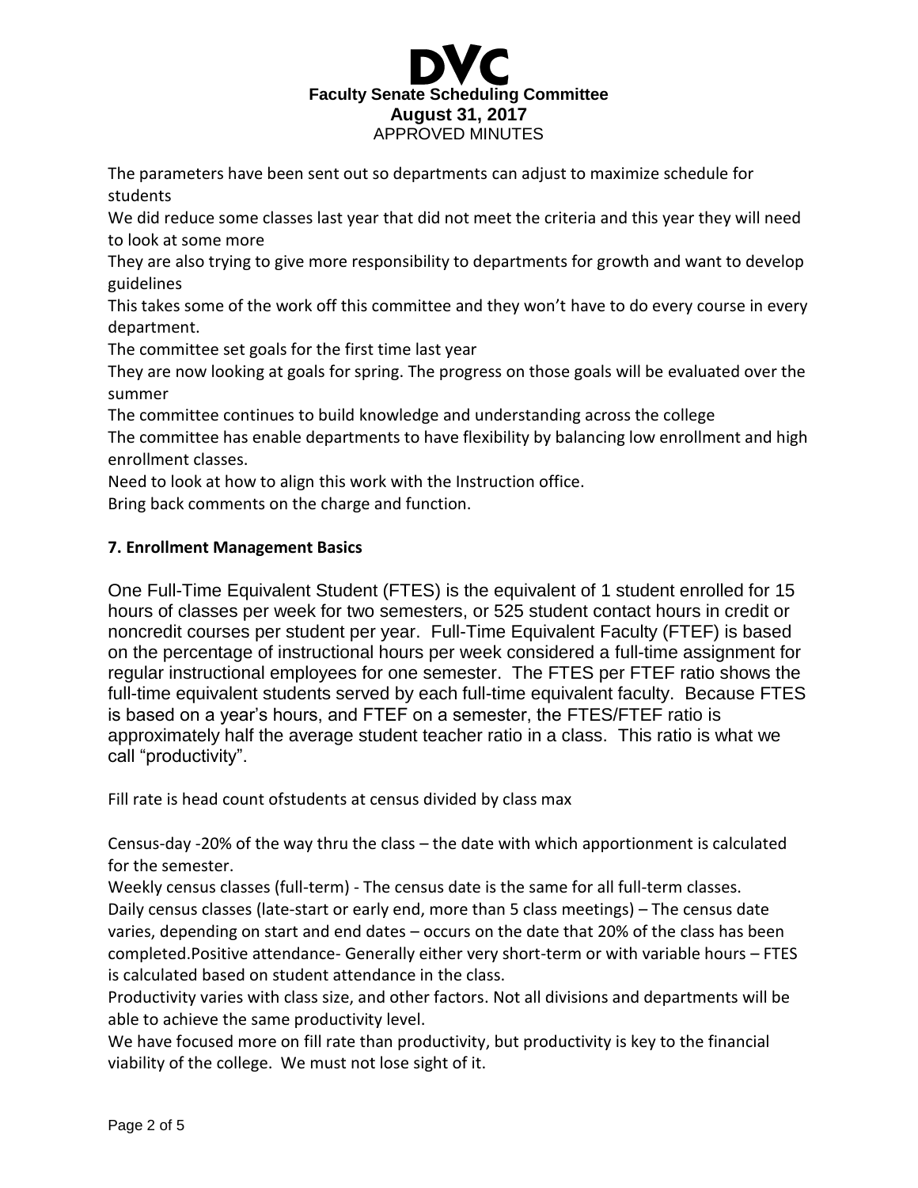The parameters have been sent out so departments can adjust to maximize schedule for students

We did reduce some classes last year that did not meet the criteria and this year they will need to look at some more

They are also trying to give more responsibility to departments for growth and want to develop guidelines

This takes some of the work off this committee and they won't have to do every course in every department.

The committee set goals for the first time last year

They are now looking at goals for spring. The progress on those goals will be evaluated over the summer

The committee continues to build knowledge and understanding across the college

The committee has enable departments to have flexibility by balancing low enrollment and high enrollment classes.

Need to look at how to align this work with the Instruction office.

Bring back comments on the charge and function.

**7. Enrollment Management Basics**

One Full-Time Equivalent Student (FTES) is the equivalent of 1 student enrolled for 15 hours of classes per week for two semesters, or 525 student contact hours in credit or noncredit courses per student per year. Full-Time Equivalent Faculty (FTEF) is based on the percentage of instructional hours per week considered a full-time assignment for regular instructional employees for one semester. The FTES per FTEF ratio shows the full-time equivalent students served by each full-time equivalent faculty. Because FTES is based on a year's hours, and FTEF on a semester, the FTES/FTEF ratio is approximately half the average student teacher ratio in a class. This ratio is what we call "productivity".

Fill rate is head count ofstudents at census divided by class max

Census-day -20% of the way thru the class – the date with which apportionment is calculated for the semester.

Weekly census classes (full-term) - The census date is the same for all full-term classes.

Daily census classes (late-start or early end, more than 5 class meetings) – The census date varies, depending on start and end dates – occurs on the date that 20% of the class has been completed.Positive attendance- Generally either very short-term or with variable hours – FTES is calculated based on student attendance in the class.

Productivity varies with class size, and other factors. Not all divisions and departments will be able to achieve the same productivity level.

We have focused more on fill rate than productivity, but productivity is key to the financial viability of the college. We must not lose sight of it.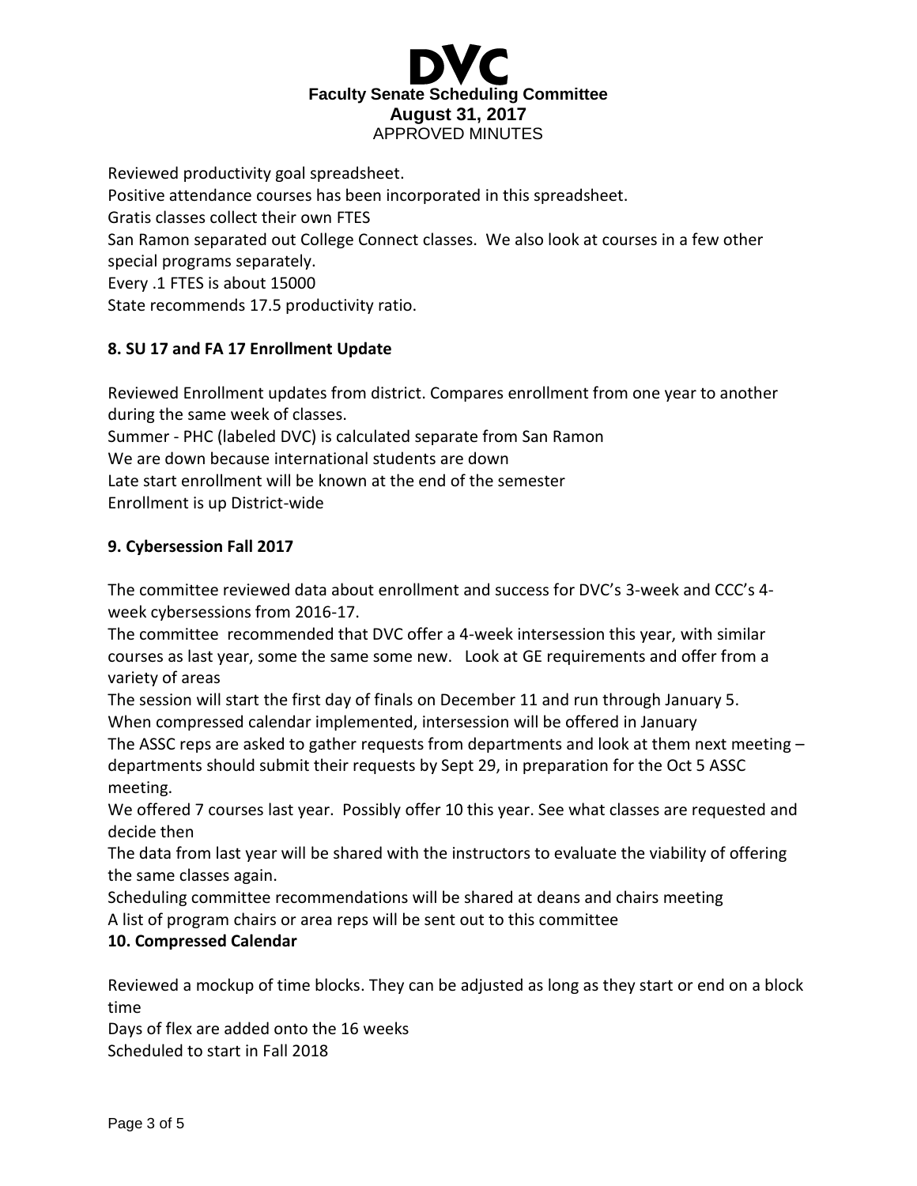Reviewed productivity goal spreadsheet.
Positive attendance courses has been incorporated in this spreadsheet.
Gratis classes collect their own FTES
San Ramon separated out College Connect classes. We also look at courses in a few other special programs separately.
Every .1 FTES is about 15000
State recommends 17.5 productivity ratio.

**8. SU 17 and FA 17 Enrollment Update**

Reviewed Enrollment updates from district. Compares enrollment from one year to another during the same week of classes.
Summer - PHC (labeled DVC) is calculated separate from San Ramon
We are down because international students are down
Late start enrollment will be known at the end of the semester
Enrollment is up District-wide

**9. Cybersession Fall 2017**

The committee reviewed data about enrollment and success for DVC's 3-week and CCC's 4-week cybersessions from 2016-17.
The committee recommended that DVC offer a 4-week intersession this year, with similar courses as last year, some the same some new. Look at GE requirements and offer from a variety of areas
The session will start the first day of finals on December 11 and run through January 5.
When compressed calendar implemented, intersession will be offered in January
The ASSC reps are asked to gather requests from departments and look at them next meeting – departments should submit their requests by Sept 29, in preparation for the Oct 5 ASSC meeting.
We offered 7 courses last year. Possibly offer 10 this year. See what classes are requested and decide then
The data from last year will be shared with the instructors to evaluate the viability of offering the same classes again.
Scheduling committee recommendations will be shared at deans and chairs meeting
A list of program chairs or area reps will be sent out to this committee

**10. Compressed Calendar**

Reviewed a mockup of time blocks. They can be adjusted as long as they start or end on a block time
Days of flex are added onto the 16 weeks
Scheduled to start in Fall 2018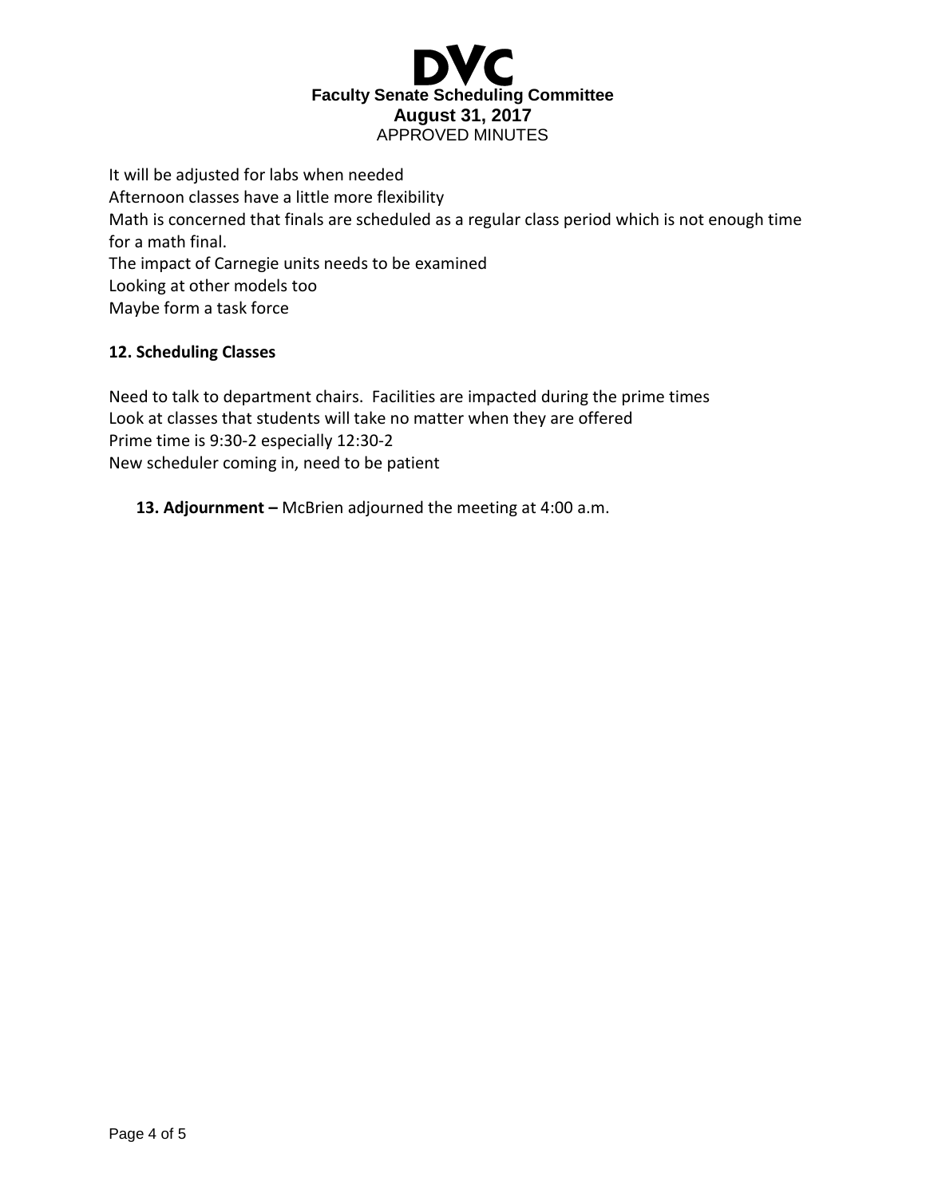It will be adjusted for labs when needed
Afternoon classes have a little more flexibility
Math is concerned that finals are scheduled as a regular class period which is not enough time for a math final.
The impact of Carnegie units needs to be examined
Looking at other models too
Maybe form a task force

**12. Scheduling Classes**

Need to talk to department chairs.  Facilities are impacted during the prime times
Look at classes that students will take no matter when they are offered
Prime time is 9:30-2 especially 12:30-2
New scheduler coming in, need to be patient

**13. Adjournment –** McBrien adjourned the meeting at 4:00 a.m.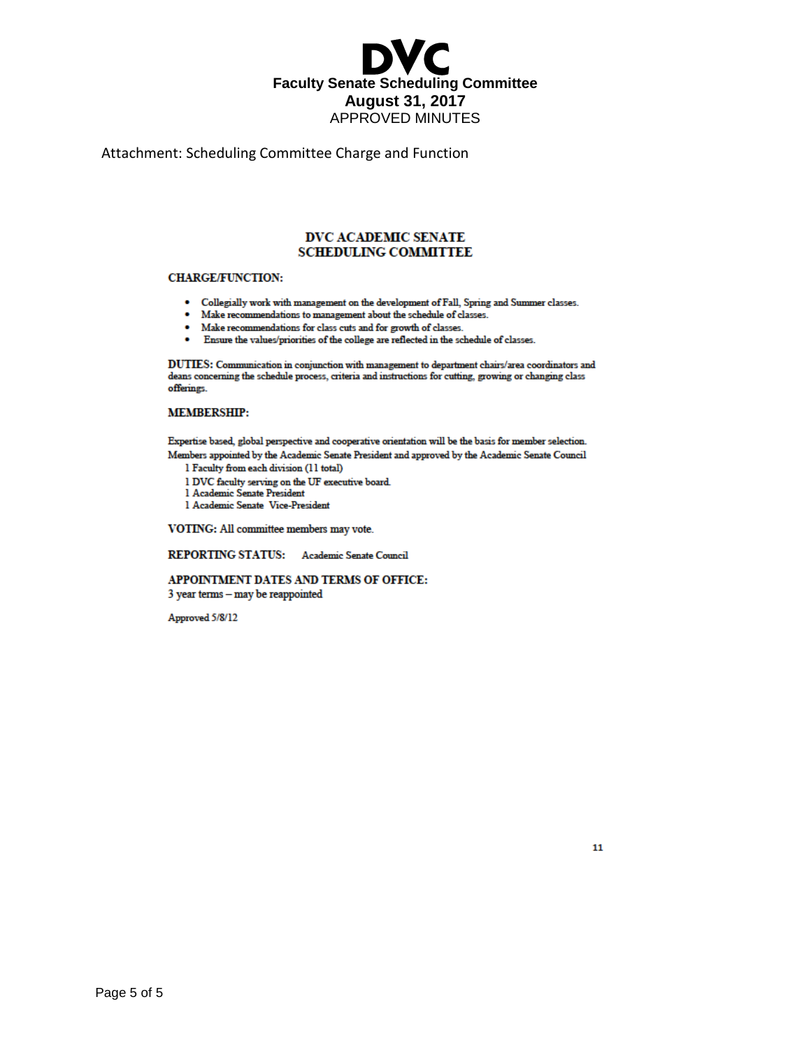Attachment: Scheduling Committee Charge and Function

## DVC ACADEMIC SENATE SCHEDULING COMMITTEE

**CHARGE/FUNCTION:**

- Collegially work with management on the development of Fall, Spring and Summer classes.
- Make recommendations to management about the schedule of classes.
- Make recommendations for class cuts and for growth of classes.
- Ensure the values/priorities of the college are reflected in the schedule of classes.

**DUTIES:** Communication in conjunction with management to department chairs/area coordinators and deans concerning the schedule process, criteria and instructions for cutting, growing or changing class offerings.

**MEMBERSHIP:**

Expertise based, global perspective and cooperative orientation will be the basis for member selection.
Members appointed by the Academic Senate President and approved by the Academic Senate Council

1 Faculty from each division (11 total)
1 DVC faculty serving on the UF executive board.
1 Academic Senate President
1 Academic Senate Vice-President

**VOTING:** All committee members may vote.

**REPORTING STATUS:** Academic Senate Council

**APPOINTMENT DATES AND TERMS OF OFFICE:**
3 year terms – may be reappointed

Approved 5/8/12